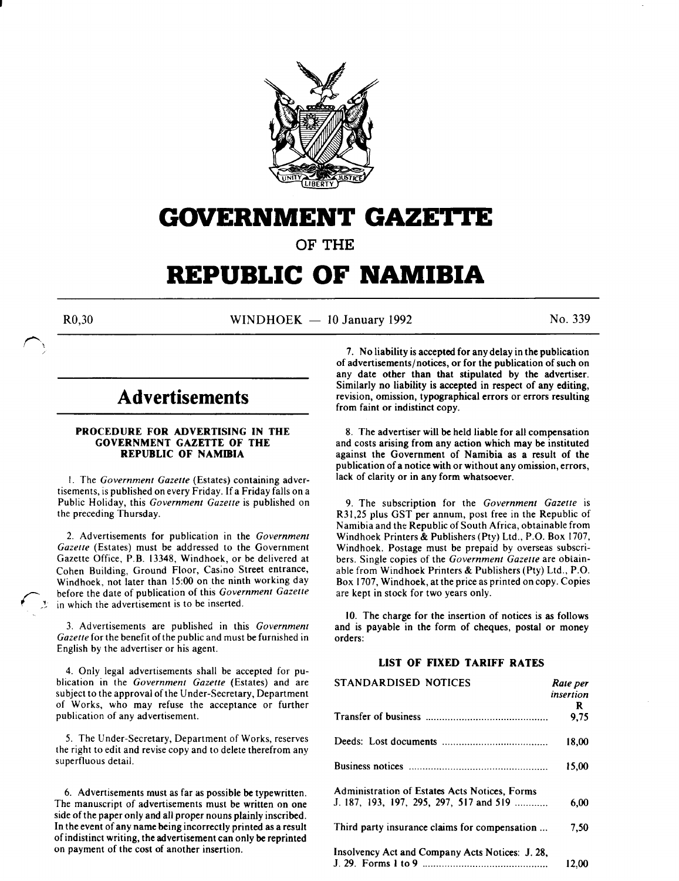# GOVERNMENT GAZETTE

## OF THE

# REPUBLIC OF NAMIBIA

R0,30 WINDHOEK — 10 January 1992 No. 339

## Advertisements

### PROCEDURE FOR ADVERTISING IN THE GOVERNMENT GAZETTE OF THE REPUBLIC OF NAMIBIA

1. The *Government Gazette* (Estates) containing advertisements, is published on every Friday. If a Friday falls on a Public Holiday, this *Government Gazette* is published on the preceding Thursday.

2. Advertisements for publication in the *Government Gazette* (Estates) must be addressed to the Government Gazette Office, P.B. 13348, Windhoek, or be delivered at Cohen Building, Ground Floor, Casino Street entrance, Windhoek, not later than 15:00 on the ninth working day before the date of publication of this *Government Gazette* in which the advertisement is to be inserted.

3. Advertisements are published in this *Government Gazette* for the benefit of the public and must be furnished in English by the advertiser or his agent.

4. Only legal advertisements shall be accepted for publication in the *Government Gazette* (Estates) and are subject to the approval of the Under-Secretary, Department of Works, who may refuse the acceptance or further publication of any advertisement.

5. The Under-Secretary, Department of Works, reserves the right to edit and revise copy and to delete therefrom any superfluous detail.

6. Advertisements must as far as possible be typewritten. The manuscript of advertisements must be written on one side of the paper only and all proper nouns plainly inscribed. In the event of any name being incorrectly printed as a result of indistinct writing, the advertisement can only be reprinted on payment of the cost of another insertion.

7. No liability is accepted for any delay in the publication of advertisements/notices, or for the publication of such on any date other than that stipulated by the advertiser. Similarly no liability is accepted in respect of any editing, revision, omission, typographical errors or errors resulting from faint or indistinct copy.

8. The advertiser will be held liable for all compensation and costs arising from any action which may be instituted against the Government of Namibia as a result of the publication of a notice with or without any omission, errors, lack of clarity or in any form whatsoever.

9. The subscription for the *Government Gazette* is R31,25 plus GST per annum, post free in the Republic of Namibia and the Republic of South Africa, obtainable from Windhoek Printers & Publishers (Pty) Ltd., P.O. Box 1707, Windhoek. Postage must be prepaid by overseas subscribers. Single copies of the *Government Gazette* are obtainable from Windhoek Printers & Publishers (Pty) Ltd., P.O. Box 1707, Windhoek, at the price as printed on copy. Copies are kept in stock for two years only.

10. The charge for the insertion of notices is as follows and is payable in the form of cheques, postal or money orders:

### LIST OF FIXED TARIFF RATES

| STANDARDISED NOTICES | *Rate per insertion* R |
|---|---|
| Transfer of business | 9,75 |
| Deeds: Lost documents | 18,00 |
| Business notices | 15,00 |
| Administration of Estates Acts Notices, Forms J. 187, 193, 197, 295, 297, 517 and 519 | 6,00 |
| Third party insurance claims for compensation | 7,50 |
| Insolvency Act and Company Acts Notices: J. 28, J. 29. Forms 1 to 9 | 12,00 |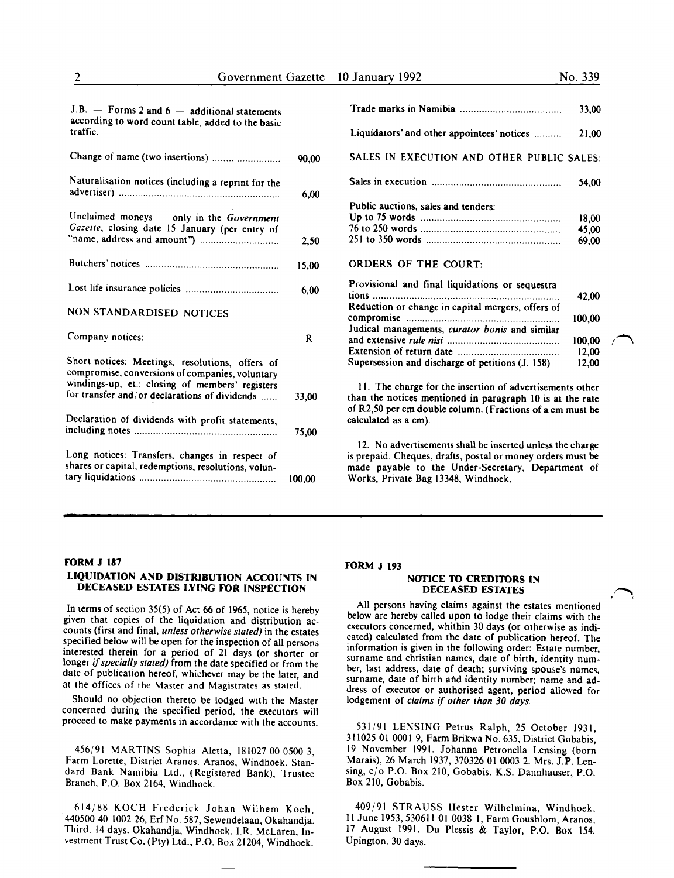J.B. — Forms 2 and 6 — additional statements according to word count table, added to the basic traffic.

| | |
|---|---|
| Change of name (two insertions) | 90,00 |
| Naturalisation notices (including a reprint for the advertiser) | 6,00 |
| Unclaimed moneys — only in the *Government Gazette*, closing date 15 January (per entry of "name, address and amount") | 2,50 |
| Butchers' notices | 15,00 |
| Lost life insurance policies | 6,00 |

NON-STANDARDISED NOTICES

| | |
|---|---|
| Company notices: | R |
| Short notices: Meetings, resolutions, offers of compromise, conversions of companies, voluntary windings-up, et.: closing of members' registers for transfer and/or declarations of dividends | 33,00 |
| Declaration of dividends with profit statements, including notes | 75,00 |
| Long notices: Transfers, changes in respect of shares or capital, redemptions, resolutions, voluntary liquidations | 100,00 |
| Trade marks in Namibia | 33,00 |
| Liquidators' and other appointees' notices | 21,00 |

SALES IN EXECUTION AND OTHER PUBLIC SALES:

| | |
|---|---|
| Sales in execution | 54,00 |
| Public auctions, sales and tenders: | |
| Up to 75 words | 18,00 |
| 76 to 250 words | 45,00 |
| 251 to 350 words | 69,00 |

ORDERS OF THE COURT:

| | |
|---|---|
| Provisional and final liquidations or sequestrations | 42,00 |
| Reduction or change in capital mergers, offers of compromise | 100,00 |
| Judical managements, *curator bonis* and similar and extensive *rule nisi* | 100,00 |
| Extension of return date | 12,00 |
| Supersession and discharge of petitions (J. 158) | 12,00 |

11. The charge for the insertion of advertisements other than the notices mentioned in paragraph 10 is at the rate of R2,50 per cm double column. (Fractions of a cm must be calculated as a cm).

12. No advertisements shall be inserted unless the charge is prepaid. Cheques, drafts, postal or money orders must be made payable to the Under-Secretary, Department of Works, Private Bag 13348, Windhoek.

---

**FORM J 187**

**LIQUIDATION AND DISTRIBUTION ACCOUNTS IN DECEASED ESTATES LYING FOR INSPECTION**

In terms of section 35(5) of Act 66 of 1965, notice is hereby given that copies of the liquidation and distribution accounts (first and final, *unless otherwise stated)* in the estates specified below will be open for the inspection of all persons interested therein for a period of 21 days (or shorter or longer *if specially stated)* from the date specified or from the date of publication hereof, whichever may be the later, and at the offices of the Master and Magistrates as stated.

Should no objection thereto be lodged with the Master concerned during the specified period, the executors will proceed to make payments in accordance with the accounts.

456/91 MARTINS Sophia Aletta, 181027 00 0500 3, Farm Lorette, District Aranos. Aranos, Windhoek. Standard Bank Namibia Ltd., (Registered Bank), Trustee Branch, P.O. Box 2164, Windhoek.

614/88 KOCH Frederick Johan Wilhem Koch, 440500 40 1002 26, Erf No. 587, Sewendelaan, Okahandja. Third. 14 days. Okahandja, Windhoek. I.R. McLaren, Investment Trust Co. (Pty) Ltd., P.O. Box 21204, Windhoek.

**FORM J 193**

**NOTICE TO CREDITORS IN DECEASED ESTATES**

All persons having claims against the estates mentioned below are hereby called upon to lodge their claims with the executors concerned, whithin 30 days (or otherwise as indicated) calculated from the date of publication hereof. The information is given in the following order: Estate number, surname and christian names, date of birth, identity number, last address, date of death; surviving spouse's names, surname, date of birth and identity number; name and address of executor or authorised agent, period allowed for lodgement of *claims if other than 30 days.*

531/91 LENSING Petrus Ralph, 25 October 1931, 311025 01 0001 9, Farm Brikwa No. 635, District Gobabis, 19 November 1991. Johanna Petronella Lensing (born Marais), 26 March 1937, 370326 01 0003 2. Mrs. J.P. Lensing, c/o P.O. Box 210, Gobabis. K.S. Dannhauser, P.O. Box 210, Gobabis.

409/91 STRAUSS Hester Wilhelmina, Windhoek, 11 June 1953, 530611 01 0038 1, Farm Gousblom, Aranos, 17 August 1991. Du Plessis & Taylor, P.O. Box 154, Upington. 30 days.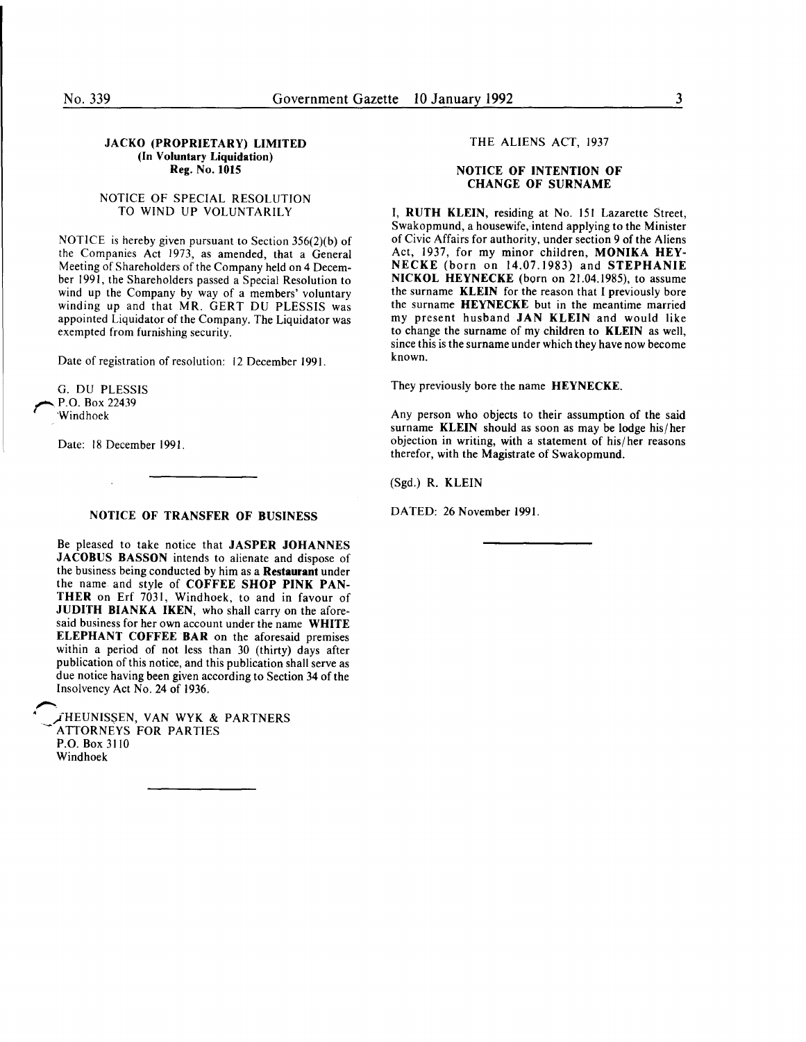**JACKO (PROPRIETARY) LIMITED**
**(In Voluntary Liquidation)**
**Reg. No. 1015**

NOTICE OF SPECIAL RESOLUTION TO WIND UP VOLUNTARILY

NOTICE is hereby given pursuant to Section 356(2)(b) of the Companies Act 1973, as amended, that a General Meeting of Shareholders of the Company held on 4 December 1991, the Shareholders passed a Special Resolution to wind up the Company by way of a members' voluntary winding up and that MR. GERT DU PLESSIS was appointed Liquidator of the Company. The Liquidator was exempted from furnishing security.

Date of registration of resolution: 12 December 1991.

G. DU PLESSIS
P.O. Box 22439
Windhoek

Date: 18 December 1991.

---

**NOTICE OF TRANSFER OF BUSINESS**

Be pleased to take notice that **JASPER JOHANNES JACOBUS BASSON** intends to alienate and dispose of the business being conducted by him as a **Restaurant** under the name and style of **COFFEE SHOP PINK PANTHER** on Erf 7031, Windhoek, to and in favour of **JUDITH BIANKA IKEN**, who shall carry on the aforesaid business for her own account under the name **WHITE ELEPHANT COFFEE BAR** on the aforesaid premises within a period of not less than 30 (thirty) days after publication of this notice, and this publication shall serve as due notice having been given according to Section 34 of the Insolvency Act No. 24 of 1936.

THEUNISSEN, VAN WYK & PARTNERS
ATTORNEYS FOR PARTIES
P.O. Box 3110
Windhoek

---

THE ALIENS ACT, 1937

**NOTICE OF INTENTION OF CHANGE OF SURNAME**

I, **RUTH KLEIN**, residing at No. 151 Lazarette Street, Swakopmund, a housewife, intend applying to the Minister of Civic Affairs for authority, under section 9 of the Aliens Act, 1937, for my minor children, **MONIKA HEYNECKE** (born on 14.07.1983) and **STEPHANIE NICKOL HEYNECKE** (born on 21.04.1985), to assume the surname **KLEIN** for the reason that I previously bore the surname **HEYNECKE** but in the meantime married my present husband **JAN KLEIN** and would like to change the surname of my children to **KLEIN** as well, since this is the surname under which they have now become known.

They previously bore the name **HEYNECKE**.

Any person who objects to their assumption of the said surname **KLEIN** should as soon as may be lodge his/her objection in writing, with a statement of his/her reasons therefor, with the Magistrate of Swakopmund.

(Sgd.) R. KLEIN

DATED: 26 November 1991.